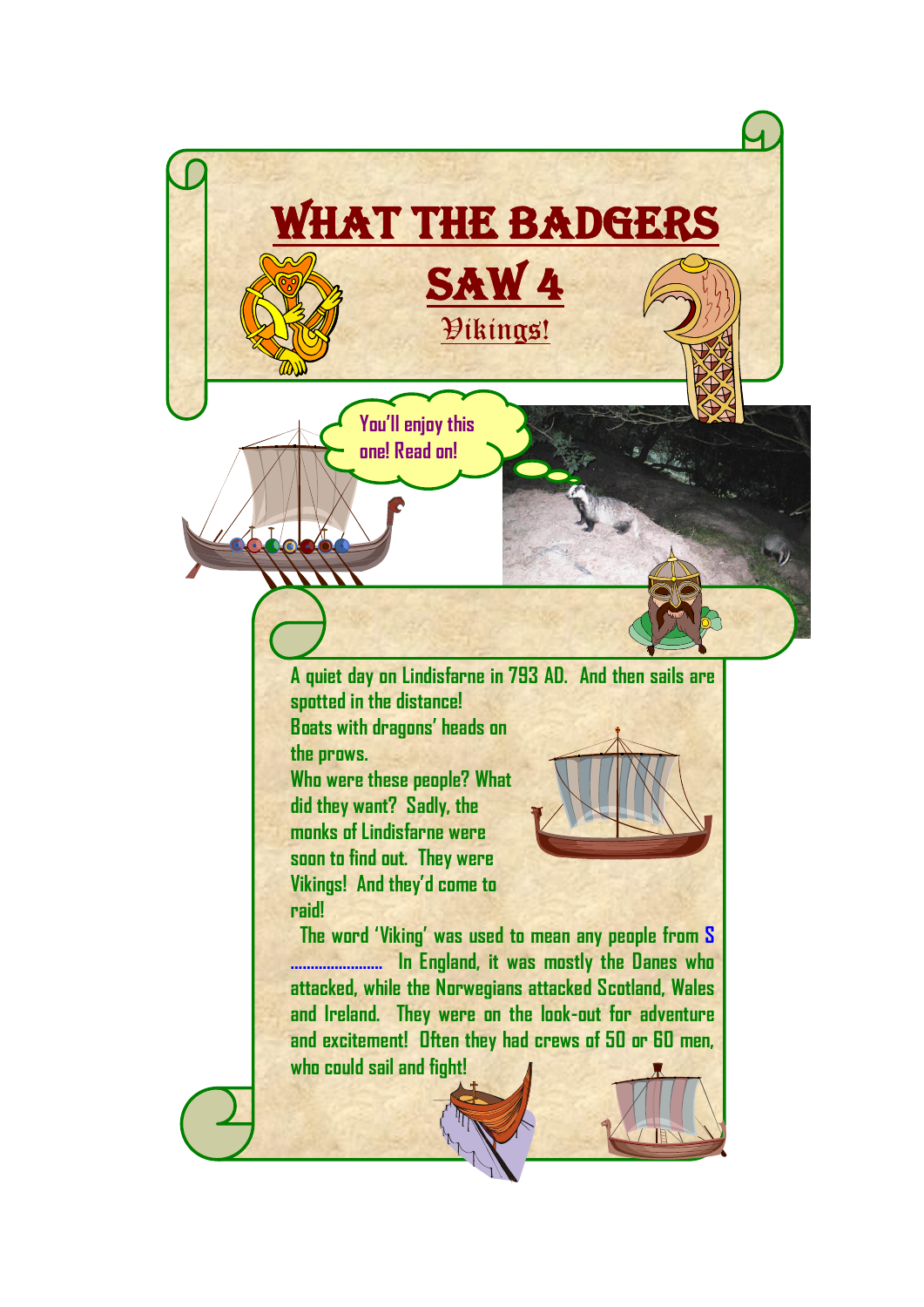# WHAT THE BADGERS SAW 4

## Vikings!

You'll enjoy this one! Read on!

A quiet day on Lindisfarne in 793 AD. And then sails are spotted in the distance!

Boats with dragons' heads on the prows.

Who were these people? What did they want? Sadly, the monks of Lindisfarne were soon to find out. They were Vikings! And they'd come to raid!

The word 'Viking' was used to mean any people from S ...................... In England, it was mostly the Danes who attacked, while the Norwegians attacked Scotland, Wales and Ireland. They were on the look-out for adventure and excitement! Often they had crews of 50 or 60 men, who could sail and fight!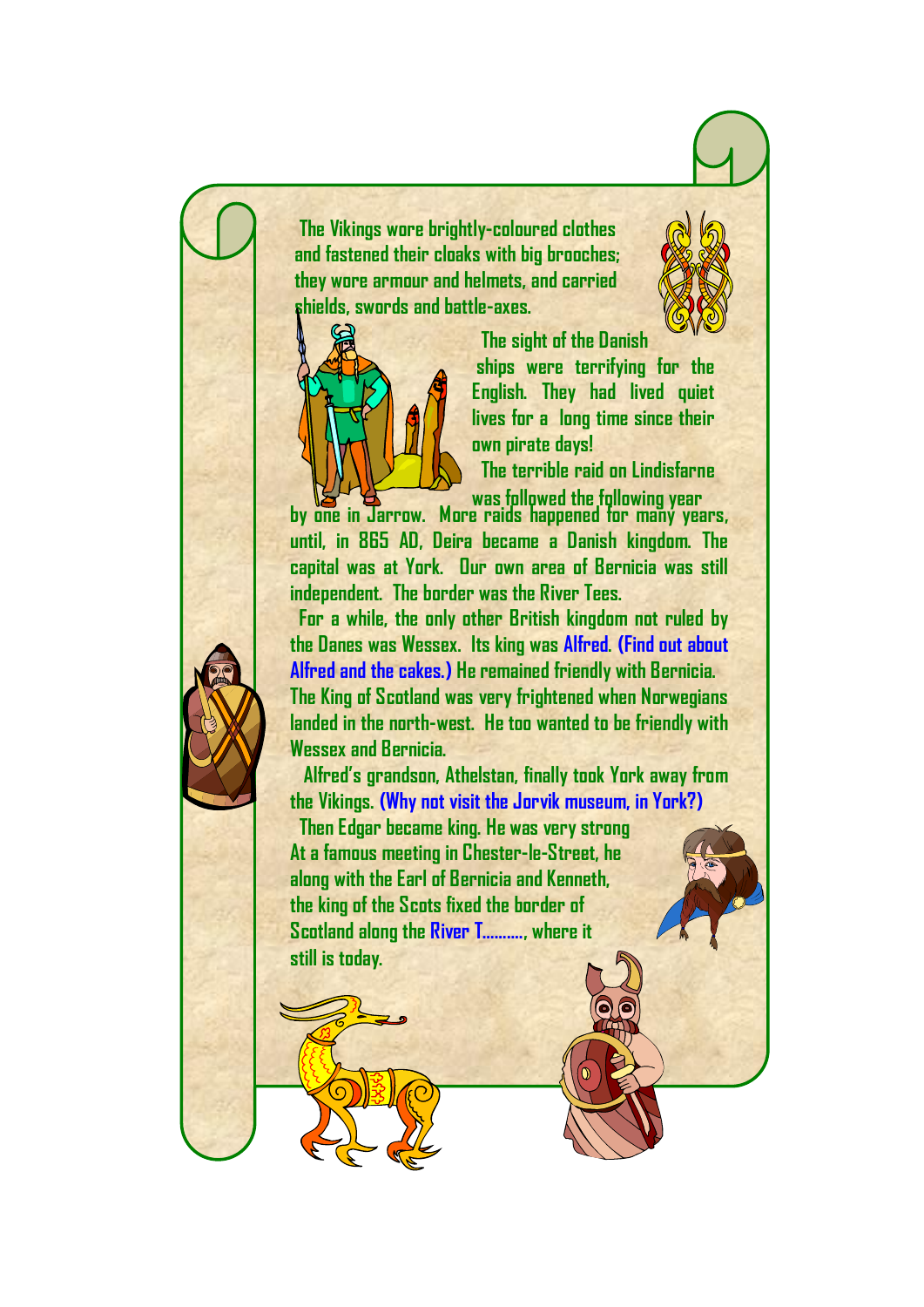The Vikings wore brightly-coloured clothes and fastened their cloaks with big brooches; they wore armour and helmets, and carried shields, swords and battle-axes.

The sight of the Danish ships were terrifying for the English. They had lived quiet lives for a long time since their own pirate days!

The terrible raid on Lindisfarne was followed the following year by one in Jarrow. More raids happened for many years, until, in 865 AD, Deira became a Danish kingdom. The capital was at York. Our own area of Bernicia was still independent. The border was the River Tees.

For a while, the only other British kingdom not ruled by the Danes was Wessex. Its king was Alfred. **(Find out about Alfred and the cakes.)** He remained friendly with Bernicia. The King of Scotland was very frightened when Norwegians landed in the north-west. He too wanted to be friendly with Wessex and Bernicia.

Alfred's grandson, Athelstan, finally took York away from the Vikings. **(Why not visit the Jorvik museum, in York?)**

Then Edgar became king. He was very strong At a famous meeting in Chester-le-Street, he along with the Earl of Bernicia and Kenneth, the king of the Scots fixed the border of Scotland along the River T.........., where it still is today.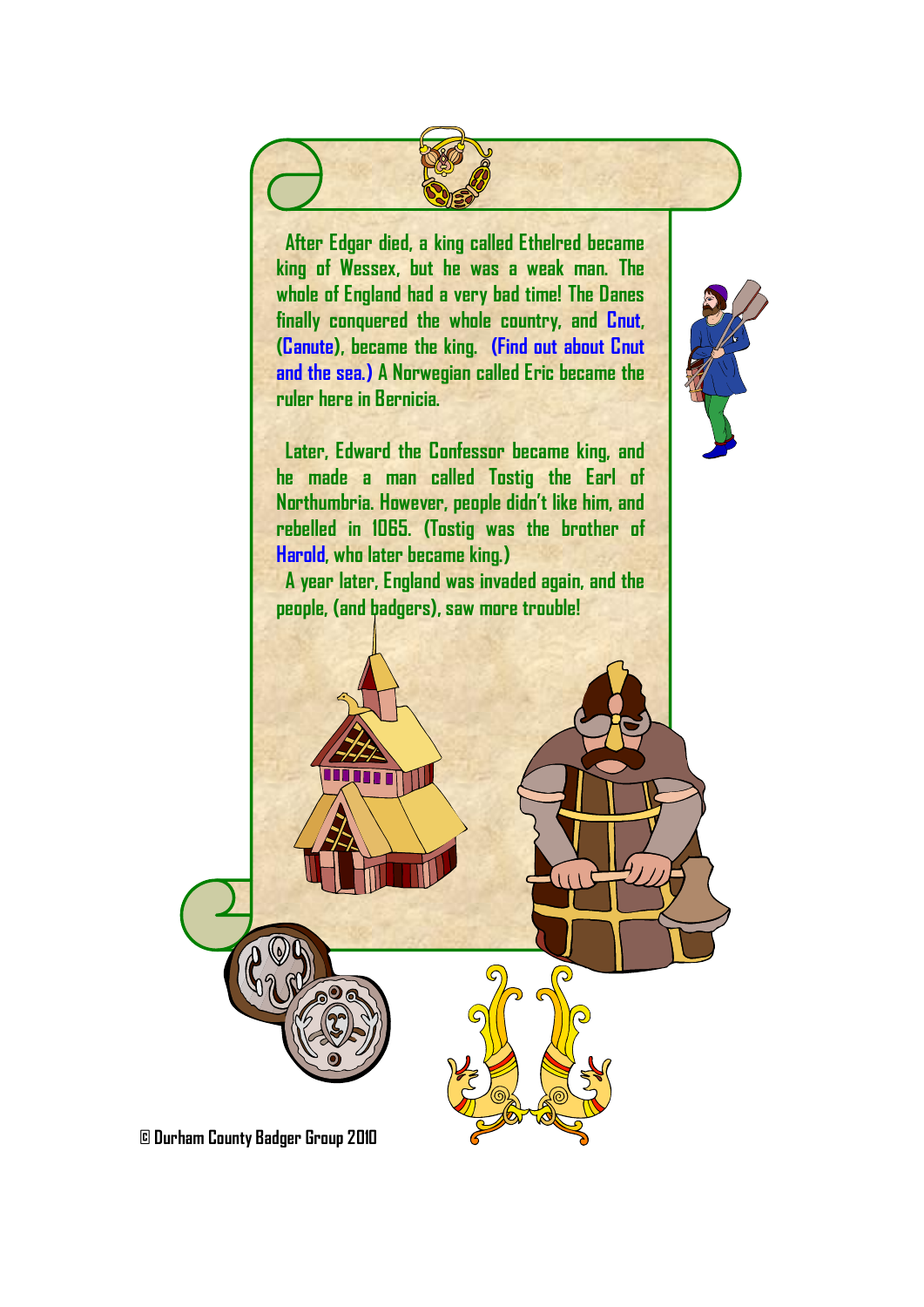After Edgar died, a king called Ethelred became king of Wessex, but he was a weak man. The whole of England had a very bad time! The Danes finally conquered the whole country, and Cnut, (Canute), became the king. (Find out about Cnut and the sea.) A Norwegian called Eric became the ruler here in Bernicia.

Later, Edward the Confessor became king, and he made a man called Tostig the Earl of Northumbria. However, people didn't like him, and rebelled in 1065. (Tostig was the brother of Harold, who later became king.)

A year later, England was invaded again, and the people, (and badgers), saw more trouble!

© Durham County Badger Group 2010